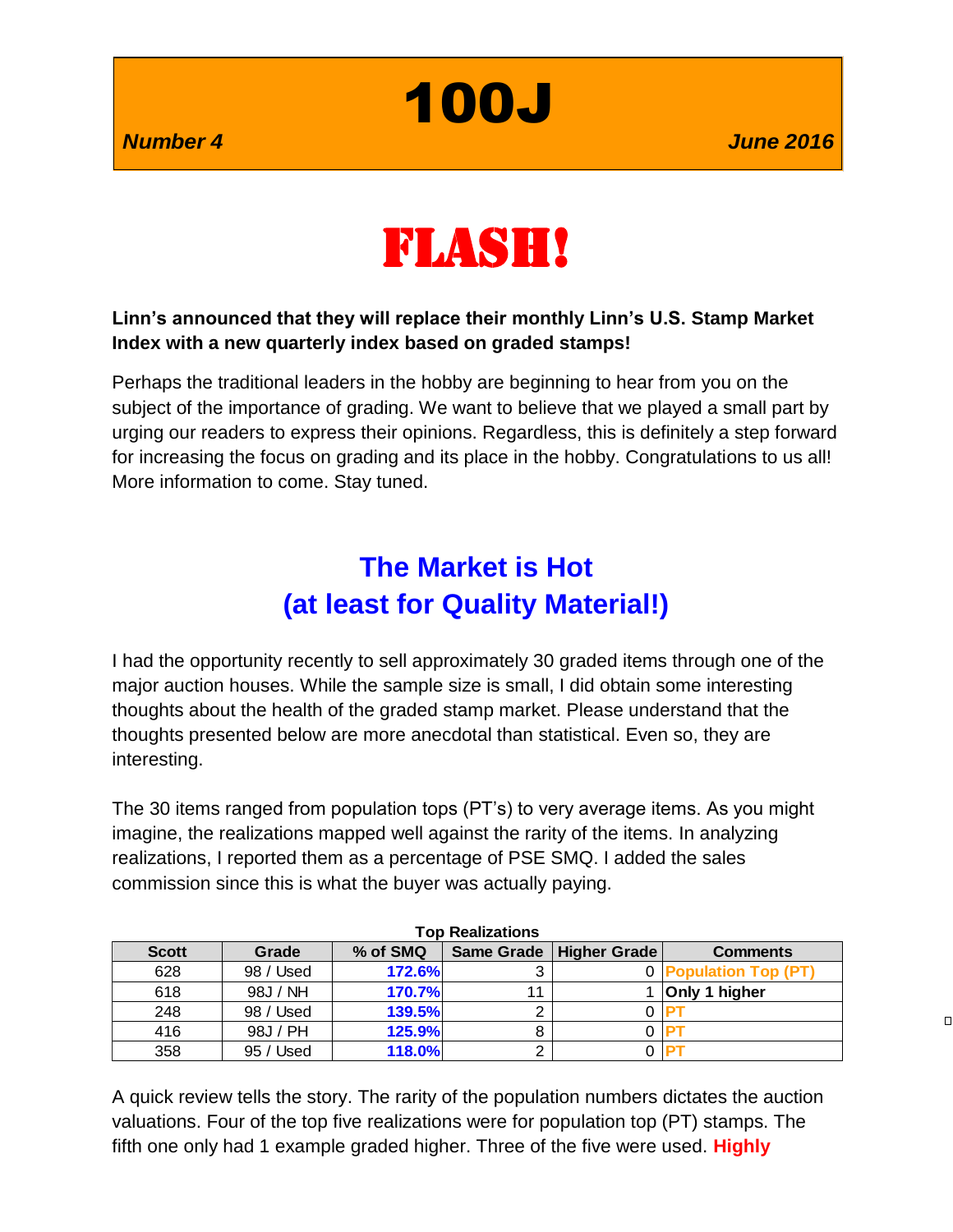# 100J

*Number 4* *June 2016*

# FLASH!

**Linn's announced that they will replace their monthly Linn's U.S. Stamp Market Index with a new quarterly index based on graded stamps!**

Perhaps the traditional leaders in the hobby are beginning to hear from you on the subject of the importance of grading. We want to believe that we played a small part by urging our readers to express their opinions. Regardless, this is definitely a step forward for increasing the focus on grading and its place in the hobby. Congratulations to us all! More information to come. Stay tuned.

## The Market is Hot (at least for Quality Material!)

I had the opportunity recently to sell approximately 30 graded items through one of the major auction houses. While the sample size is small, I did obtain some interesting thoughts about the health of the graded stamp market. Please understand that the thoughts presented below are more anecdotal than statistical. Even so, they are interesting.

The 30 items ranged from population tops (PT's) to very average items. As you might imagine, the realizations mapped well against the rarity of the items. In analyzing realizations, I reported them as a percentage of PSE SMQ. I added the sales commission since this is what the buyer was actually paying.

**Top Realizations**

| Scott | Grade | % of SMQ | Same Grade | Higher Grade | Comments |
|---|---|---|---|---|---|
| 628 | 98 / Used | **172.6%** | 3 | 0 | **Population Top (PT)** |
| 618 | 98J / NH | **170.7%** | 11 | 1 | **Only 1 higher** |
| 248 | 98 / Used | **139.5%** | 2 | 0 | **PT** |
| 416 | 98J / PH | **125.9%** | 8 | 0 | **PT** |
| 358 | 95 / Used | **118.0%** | 2 | 0 | **PT** |

A quick review tells the story. The rarity of the population numbers dictates the auction valuations. Four of the top five realizations were for population top (PT) stamps. The fifth one only had 1 example graded higher. Three of the five were used. **Highly**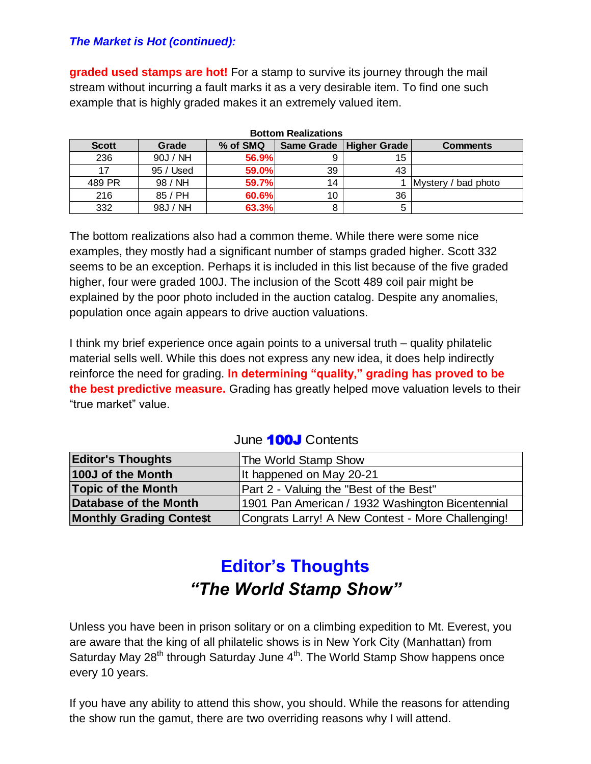### *The Market is Hot (continued):*

**graded used stamps are hot!** For a stamp to survive its journey through the mail stream without incurring a fault marks it as a very desirable item. To find one such example that is highly graded makes it an extremely valued item.

**Bottom Realizations**

| Scott | Grade | % of SMQ | Same Grade | Higher Grade | Comments |
|---|---|---|---|---|---|
| 236 | 90J / NH | **56.9%** | 9 | 15 | |
| 17 | 95 / Used | **59.0%** | 39 | 43 | |
| 489 PR | 98 / NH | **59.7%** | 14 | 1 | Mystery / bad photo |
| 216 | 85 / PH | **60.6%** | 10 | 36 | |
| 332 | 98J / NH | **63.3%** | 8 | 5 | |

The bottom realizations also had a common theme. While there were some nice examples, they mostly had a significant number of stamps graded higher. Scott 332 seems to be an exception. Perhaps it is included in this list because of the five graded higher, four were graded 100J. The inclusion of the Scott 489 coil pair might be explained by the poor photo included in the auction catalog. Despite any anomalies, population once again appears to drive auction valuations.

I think my brief experience once again points to a universal truth – quality philatelic material sells well. While this does not express any new idea, it does help indirectly reinforce the need for grading. **In determining "quality," grading has proved to be the best predictive measure.** Grading has greatly helped move valuation levels to their "true market" value.

June **100J** Contents

| | |
|---|---|
| **Editor's Thoughts** | The World Stamp Show |
| **100J of the Month** | It happened on May 20-21 |
| **Topic of the Month** | Part 2 - Valuing the "Best of the Best" |
| **Database of the Month** | 1901 Pan American / 1932 Washington Bicentennial |
| **Monthly Grading Conte$t** | Congrats Larry! A New Contest - More Challenging! |

## Editor's Thoughts
## *"The World Stamp Show"*

Unless you have been in prison solitary or on a climbing expedition to Mt. Everest, you are aware that the king of all philatelic shows is in New York City (Manhattan) from Saturday May 28th through Saturday June 4th. The World Stamp Show happens once every 10 years.

If you have any ability to attend this show, you should. While the reasons for attending the show run the gamut, there are two overriding reasons why I will attend.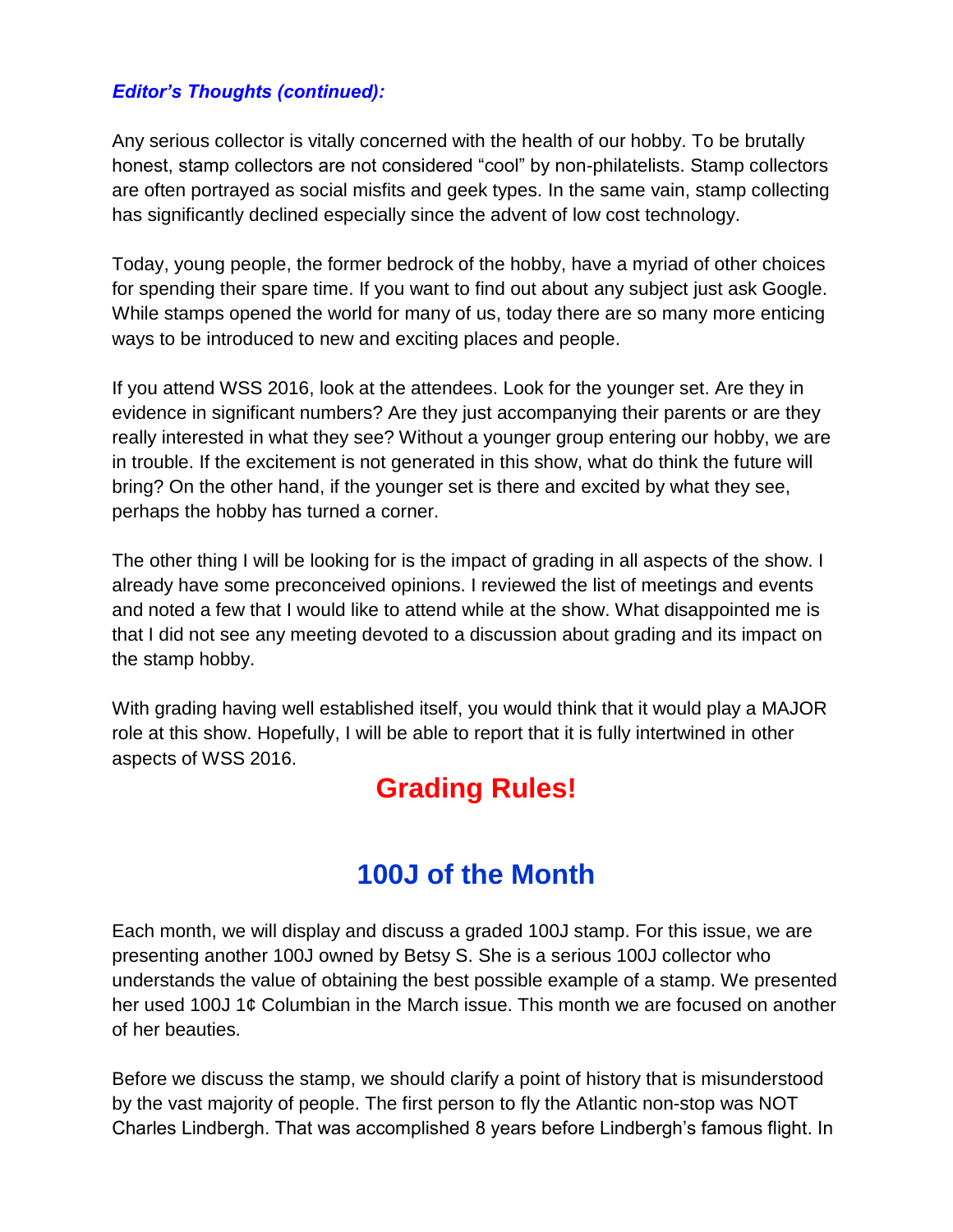***Editor's Thoughts (continued):***

Any serious collector is vitally concerned with the health of our hobby. To be brutally honest, stamp collectors are not considered "cool" by non-philatelists. Stamp collectors are often portrayed as social misfits and geek types. In the same vain, stamp collecting has significantly declined especially since the advent of low cost technology.

Today, young people, the former bedrock of the hobby, have a myriad of other choices for spending their spare time. If you want to find out about any subject just ask Google. While stamps opened the world for many of us, today there are so many more enticing ways to be introduced to new and exciting places and people.

If you attend WSS 2016, look at the attendees. Look for the younger set. Are they in evidence in significant numbers? Are they just accompanying their parents or are they really interested in what they see? Without a younger group entering our hobby, we are in trouble. If the excitement is not generated in this show, what do think the future will bring? On the other hand, if the younger set is there and excited by what they see, perhaps the hobby has turned a corner.

The other thing I will be looking for is the impact of grading in all aspects of the show. I already have some preconceived opinions. I reviewed the list of meetings and events and noted a few that I would like to attend while at the show. What disappointed me is that I did not see any meeting devoted to a discussion about grading and its impact on the stamp hobby.

With grading having well established itself, you would think that it would play a MAJOR role at this show. Hopefully, I will be able to report that it is fully intertwined in other aspects of WSS 2016.

## Grading Rules!

## 100J of the Month

Each month, we will display and discuss a graded 100J stamp. For this issue, we are presenting another 100J owned by Betsy S. She is a serious 100J collector who understands the value of obtaining the best possible example of a stamp. We presented her used 100J 1¢ Columbian in the March issue. This month we are focused on another of her beauties.

Before we discuss the stamp, we should clarify a point of history that is misunderstood by the vast majority of people. The first person to fly the Atlantic non-stop was NOT Charles Lindbergh. That was accomplished 8 years before Lindbergh's famous flight. In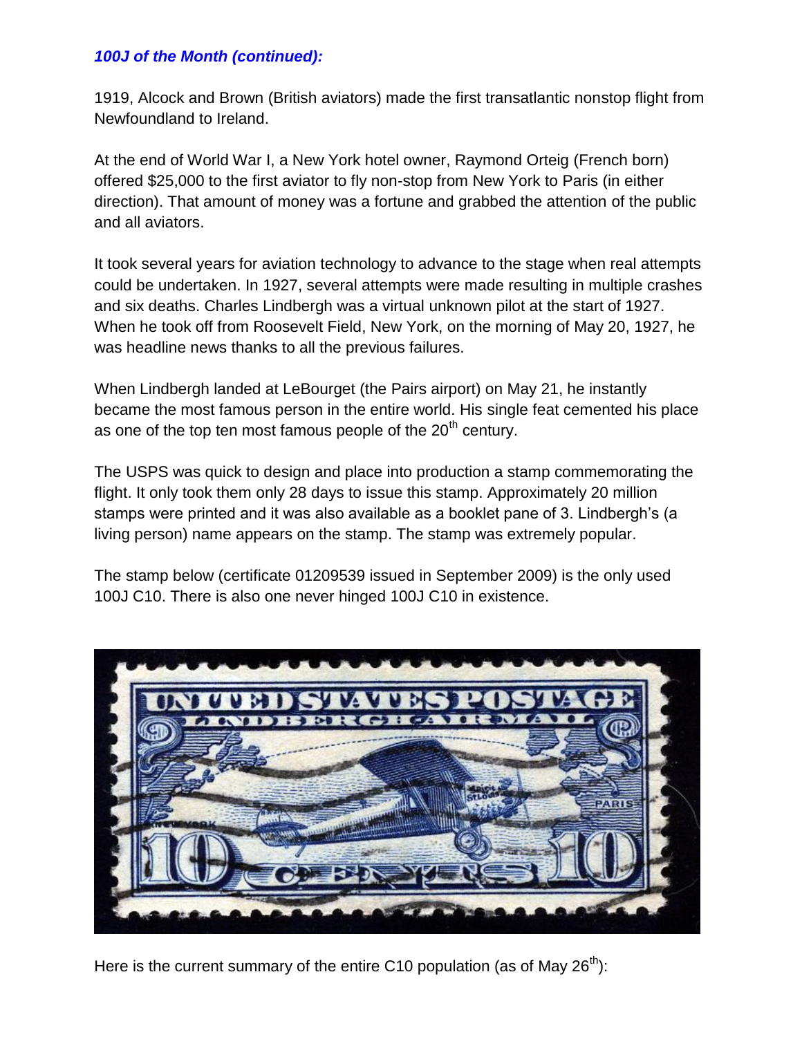***100J of the Month (continued):***

1919, Alcock and Brown (British aviators) made the first transatlantic nonstop flight from Newfoundland to Ireland.

At the end of World War I, a New York hotel owner, Raymond Orteig (French born) offered $25,000 to the first aviator to fly non-stop from New York to Paris (in either direction). That amount of money was a fortune and grabbed the attention of the public and all aviators.

It took several years for aviation technology to advance to the stage when real attempts could be undertaken. In 1927, several attempts were made resulting in multiple crashes and six deaths. Charles Lindbergh was a virtual unknown pilot at the start of 1927. When he took off from Roosevelt Field, New York, on the morning of May 20, 1927, he was headline news thanks to all the previous failures.

When Lindbergh landed at LeBourget (the Pairs airport) on May 21, he instantly became the most famous person in the entire world. His single feat cemented his place as one of the top ten most famous people of the 20th century.

The USPS was quick to design and place into production a stamp commemorating the flight. It only took them only 28 days to issue this stamp. Approximately 20 million stamps were printed and it was also available as a booklet pane of 3. Lindbergh's (a living person) name appears on the stamp. The stamp was extremely popular.

The stamp below (certificate 01209539 issued in September 2009) is the only used 100J C10. There is also one never hinged 100J C10 in existence.

Here is the current summary of the entire C10 population (as of May 26th):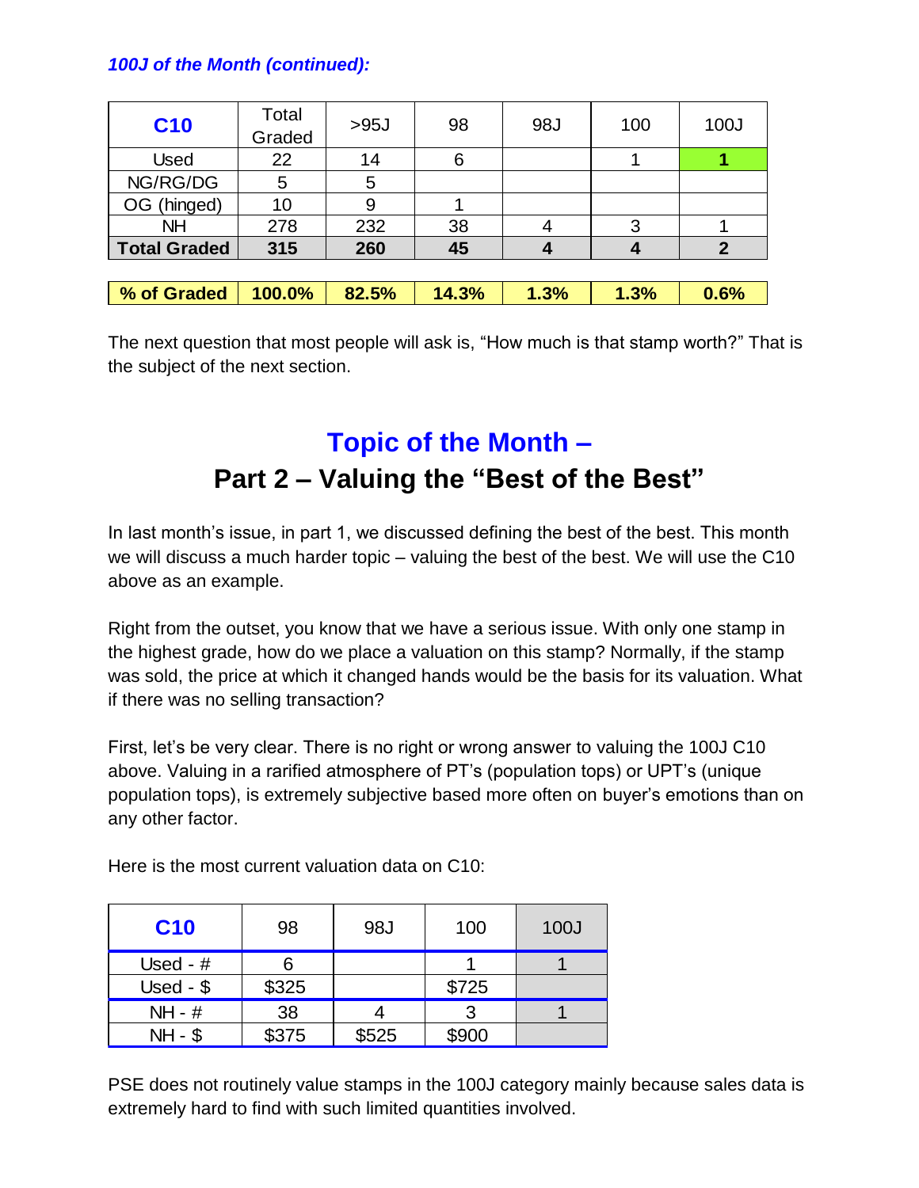*100J of the Month (continued):*

| C10 | Total Graded | >95J | 98 | 98J | 100 | 100J |
|---|---|---|---|---|---|---|
| Used | 22 | 14 | 6 | | 1 | **1** |
| NG/RG/DG | 5 | 5 | | | | |
| OG (hinged) | 10 | 9 | 1 | | | |
| NH | 278 | 232 | 38 | 4 | 3 | 1 |
| **Total Graded** | **315** | **260** | **45** | **4** | **4** | **2** |

| **% of Graded** | **100.0%** | **82.5%** | **14.3%** | **1.3%** | **1.3%** | **0.6%** |
|---|---|---|---|---|---|---|

The next question that most people will ask is, "How much is that stamp worth?" That is the subject of the next section.

## Topic of the Month –
## Part 2 – Valuing the "Best of the Best"

In last month's issue, in part 1, we discussed defining the best of the best. This month we will discuss a much harder topic – valuing the best of the best. We will use the C10 above as an example.

Right from the outset, you know that we have a serious issue. With only one stamp in the highest grade, how do we place a valuation on this stamp? Normally, if the stamp was sold, the price at which it changed hands would be the basis for its valuation. What if there was no selling transaction?

First, let's be very clear. There is no right or wrong answer to valuing the 100J C10 above. Valuing in a rarified atmosphere of PT's (population tops) or UPT's (unique population tops), is extremely subjective based more often on buyer's emotions than on any other factor.

Here is the most current valuation data on C10:

| C10 | 98 | 98J | 100 | 100J |
|---|---|---|---|---|
| Used - # | 6 | | 1 | 1 |
| Used - $ | $325 | | $725 | |
| NH - # | 38 | 4 | 3 | 1 |
| NH - $ | $375 | $525 | $900 | |

PSE does not routinely value stamps in the 100J category mainly because sales data is extremely hard to find with such limited quantities involved.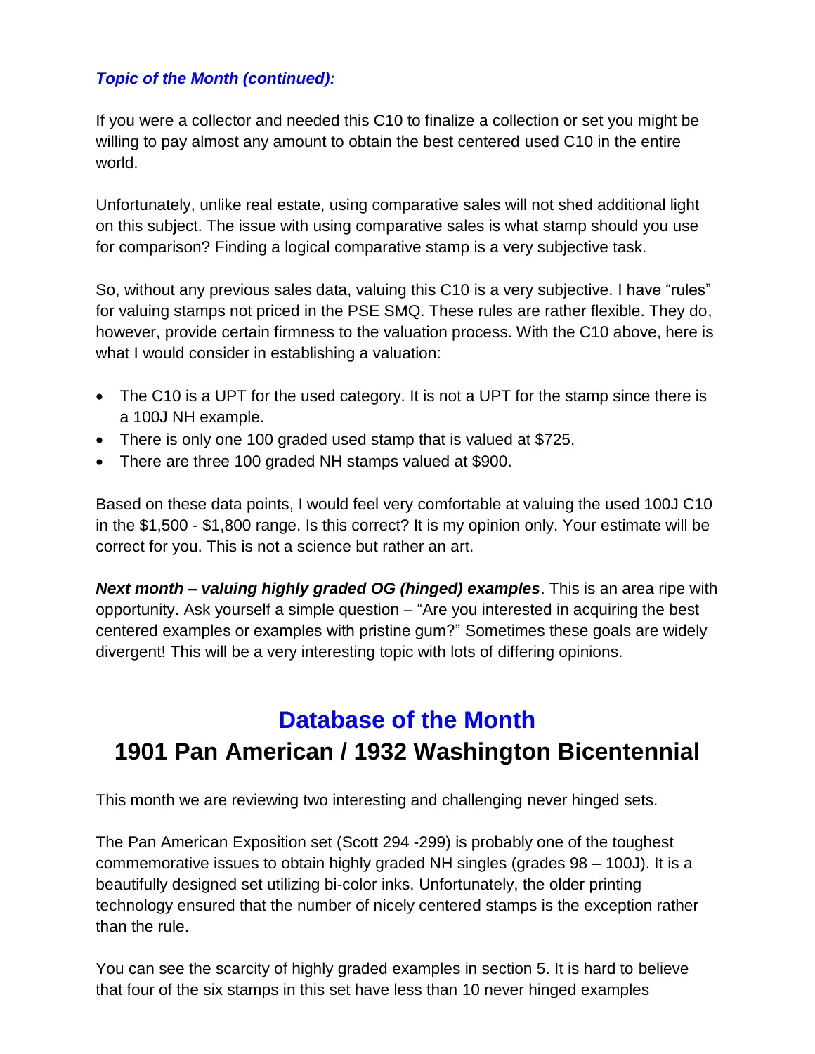***Topic of the Month (continued):***

If you were a collector and needed this C10 to finalize a collection or set you might be willing to pay almost any amount to obtain the best centered used C10 in the entire world.

Unfortunately, unlike real estate, using comparative sales will not shed additional light on this subject. The issue with using comparative sales is what stamp should you use for comparison? Finding a logical comparative stamp is a very subjective task.

So, without any previous sales data, valuing this C10 is a very subjective. I have “rules” for valuing stamps not priced in the PSE SMQ. These rules are rather flexible. They do, however, provide certain firmness to the valuation process. With the C10 above, here is what I would consider in establishing a valuation:

- The C10 is a UPT for the used category. It is not a UPT for the stamp since there is a 100J NH example.
- There is only one 100 graded used stamp that is valued at $725.
- There are three 100 graded NH stamps valued at $900.

Based on these data points, I would feel very comfortable at valuing the used 100J C10 in the $1,500 - $1,800 range. Is this correct? It is my opinion only. Your estimate will be correct for you. This is not a science but rather an art.

***Next month – valuing highly graded OG (hinged) examples***. This is an area ripe with opportunity. Ask yourself a simple question – “Are you interested in acquiring the best centered examples or examples with pristine gum?” Sometimes these goals are widely divergent! This will be a very interesting topic with lots of differing opinions.

## Database of the Month

## 1901 Pan American / 1932 Washington Bicentennial

This month we are reviewing two interesting and challenging never hinged sets.

The Pan American Exposition set (Scott 294 -299) is probably one of the toughest commemorative issues to obtain highly graded NH singles (grades 98 – 100J). It is a beautifully designed set utilizing bi-color inks. Unfortunately, the older printing technology ensured that the number of nicely centered stamps is the exception rather than the rule.

You can see the scarcity of highly graded examples in section 5. It is hard to believe that four of the six stamps in this set have less than 10 never hinged examples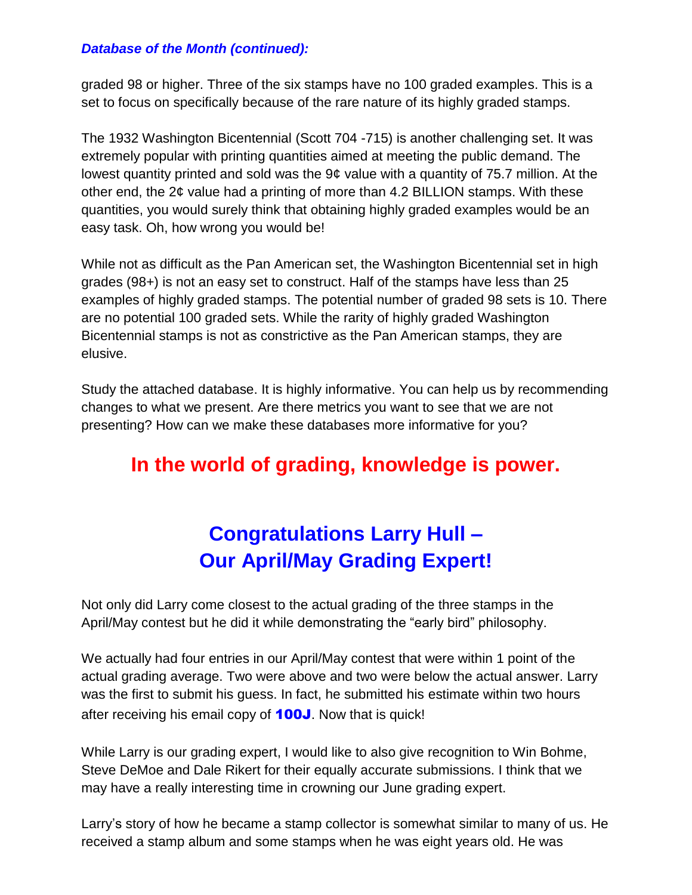***Database of the Month (continued):***

graded 98 or higher. Three of the six stamps have no 100 graded examples. This is a set to focus on specifically because of the rare nature of its highly graded stamps.

The 1932 Washington Bicentennial (Scott 704 -715) is another challenging set. It was extremely popular with printing quantities aimed at meeting the public demand. The lowest quantity printed and sold was the 9¢ value with a quantity of 75.7 million. At the other end, the 2¢ value had a printing of more than 4.2 BILLION stamps. With these quantities, you would surely think that obtaining highly graded examples would be an easy task. Oh, how wrong you would be!

While not as difficult as the Pan American set, the Washington Bicentennial set in high grades (98+) is not an easy set to construct. Half of the stamps have less than 25 examples of highly graded stamps. The potential number of graded 98 sets is 10. There are no potential 100 graded sets. While the rarity of highly graded Washington Bicentennial stamps is not as constrictive as the Pan American stamps, they are elusive.

Study the attached database. It is highly informative. You can help us by recommending changes to what we present. Are there metrics you want to see that we are not presenting? How can we make these databases more informative for you?

## In the world of grading, knowledge is power.

## Congratulations Larry Hull – Our April/May Grading Expert!

Not only did Larry come closest to the actual grading of the three stamps in the April/May contest but he did it while demonstrating the “early bird” philosophy.

We actually had four entries in our April/May contest that were within 1 point of the actual grading average. Two were above and two were below the actual answer. Larry was the first to submit his guess. In fact, he submitted his estimate within two hours after receiving his email copy of **100J**. Now that is quick!

While Larry is our grading expert, I would like to also give recognition to Win Bohme, Steve DeMoe and Dale Rikert for their equally accurate submissions. I think that we may have a really interesting time in crowning our June grading expert.

Larry’s story of how he became a stamp collector is somewhat similar to many of us. He received a stamp album and some stamps when he was eight years old. He was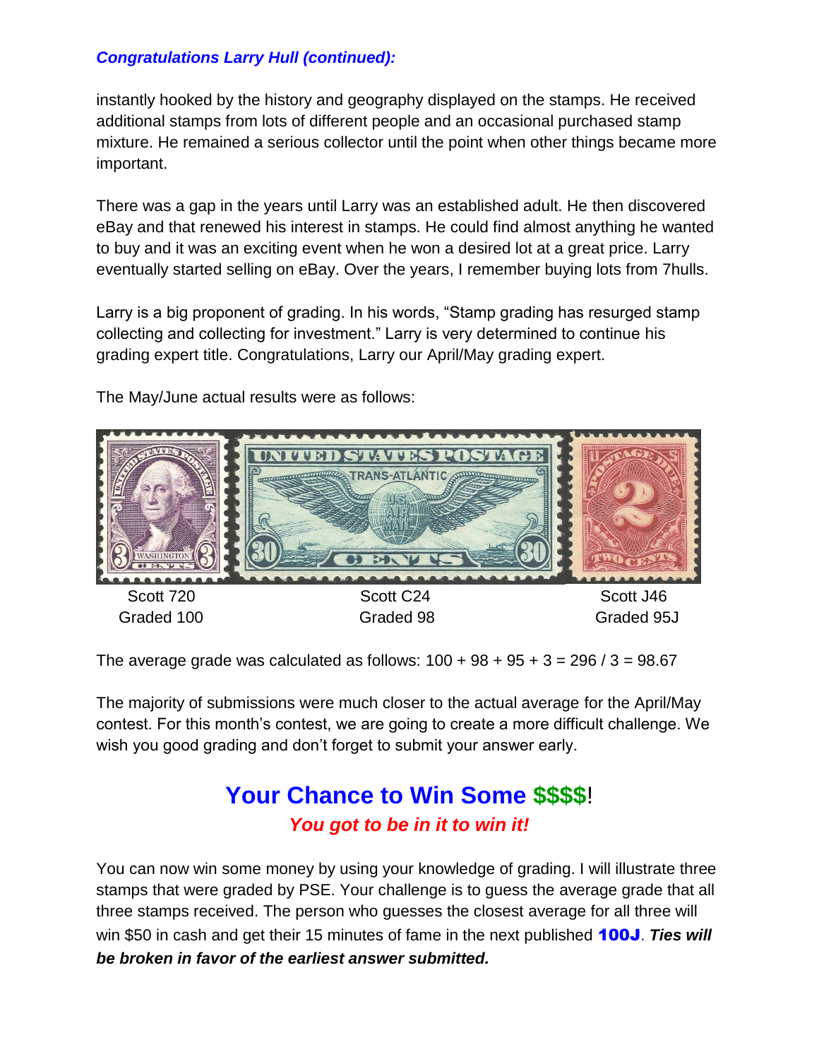***Congratulations Larry Hull (continued):***

instantly hooked by the history and geography displayed on the stamps. He received additional stamps from lots of different people and an occasional purchased stamp mixture. He remained a serious collector until the point when other things became more important.

There was a gap in the years until Larry was an established adult. He then discovered eBay and that renewed his interest in stamps. He could find almost anything he wanted to buy and it was an exciting event when he won a desired lot at a great price. Larry eventually started selling on eBay. Over the years, I remember buying lots from 7hulls.

Larry is a big proponent of grading. In his words, "Stamp grading has resurged stamp collecting and collecting for investment." Larry is very determined to continue his grading expert title. Congratulations, Larry our April/May grading expert.

The May/June actual results were as follows:

| Scott 720 | Scott C24 | Scott J46 |
|---|---|---|
| Graded 100 | Graded 98 | Graded 95J |

The average grade was calculated as follows: 100 + 98 + 95 + 3 = 296 / 3 = 98.67

The majority of submissions were much closer to the actual average for the April/May contest. For this month's contest, we are going to create a more difficult challenge. We wish you good grading and don't forget to submit your answer early.

## Your Chance to Win Some $$$$!

***You got to be in it to win it!***

You can now win some money by using your knowledge of grading. I will illustrate three stamps that were graded by PSE. Your challenge is to guess the average grade that all three stamps received. The person who guesses the closest average for all three will win $50 in cash and get their 15 minutes of fame in the next published **100J**. ***Ties will be broken in favor of the earliest answer submitted.***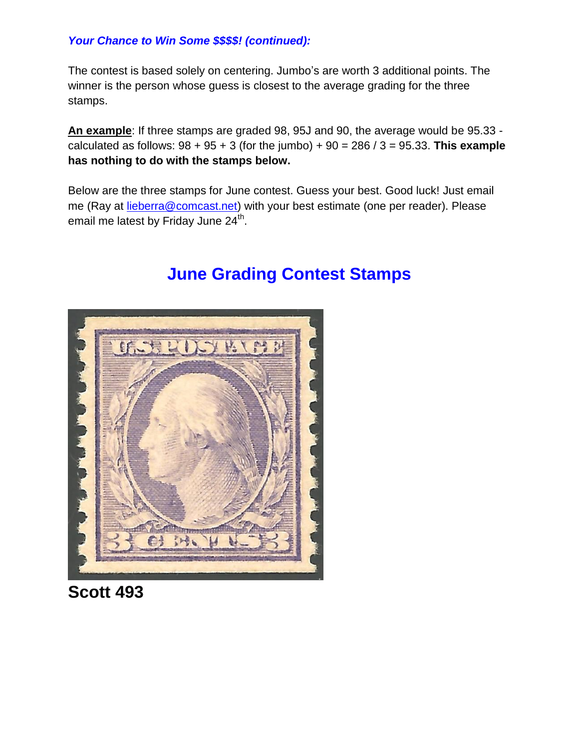***Your Chance to Win Some $$$$! (continued):***

The contest is based solely on centering. Jumbo's are worth 3 additional points. The winner is the person whose guess is closest to the average grading for the three stamps.

**An example**: If three stamps are graded 98, 95J and 90, the average would be 95.33 - calculated as follows: 98 + 95 + 3 (for the jumbo) + 90 = 286 / 3 = 95.33. **This example has nothing to do with the stamps below.**

Below are the three stamps for June contest. Guess your best. Good luck! Just email me (Ray at lieberra@comcast.net) with your best estimate (one per reader). Please email me latest by Friday June 24th.

## June Grading Contest Stamps

**Scott 493**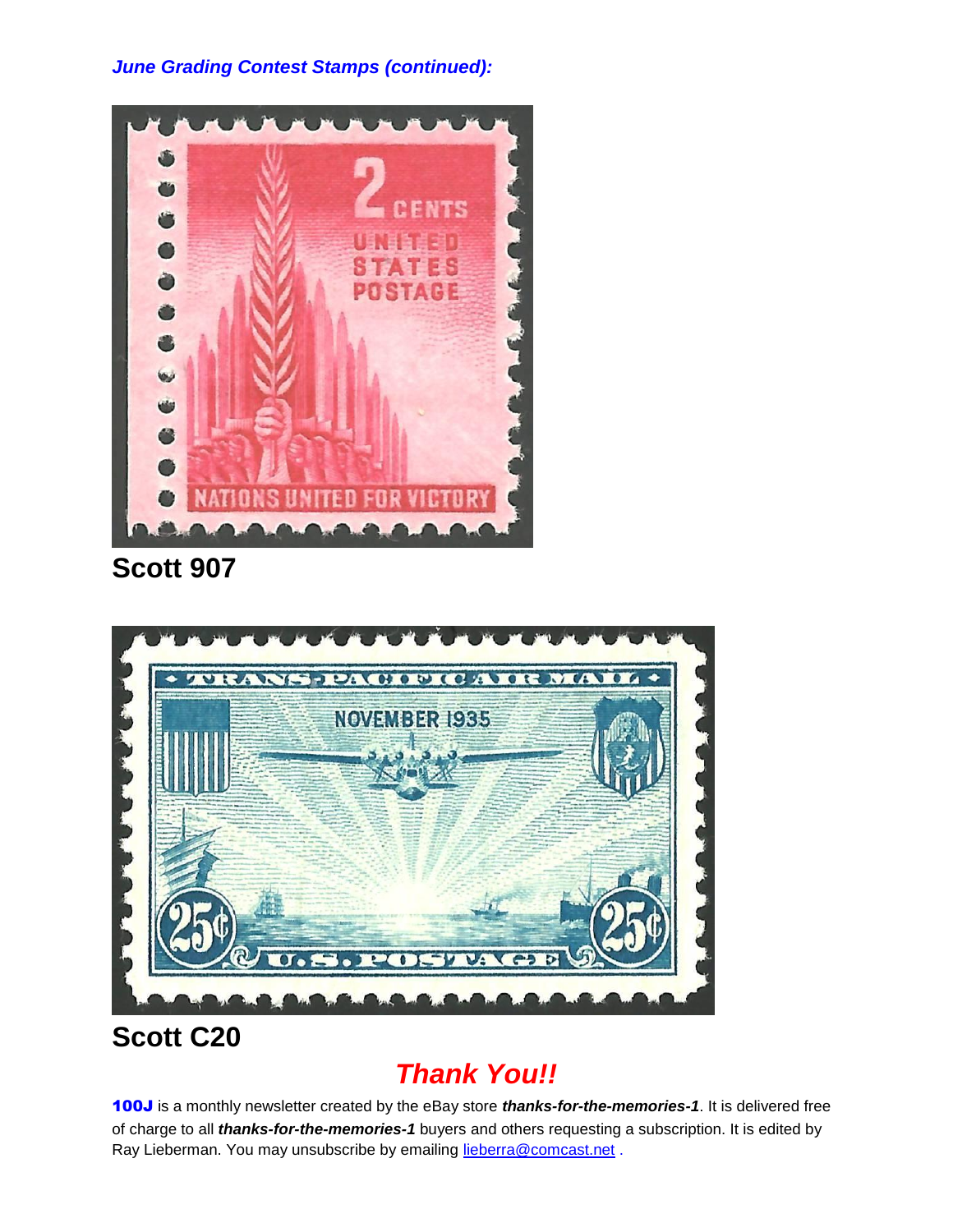***June Grading Contest Stamps (continued):***

**Scott 907**

**Scott C20**

## ***Thank You!!***

**100J** is a monthly newsletter created by the eBay store ***thanks-for-the-memories-1***. It is delivered free of charge to all ***thanks-for-the-memories-1*** buyers and others requesting a subscription. It is edited by Ray Lieberman. You may unsubscribe by emailing [lieberra@comcast.net](mailto:lieberra@comcast.net) .